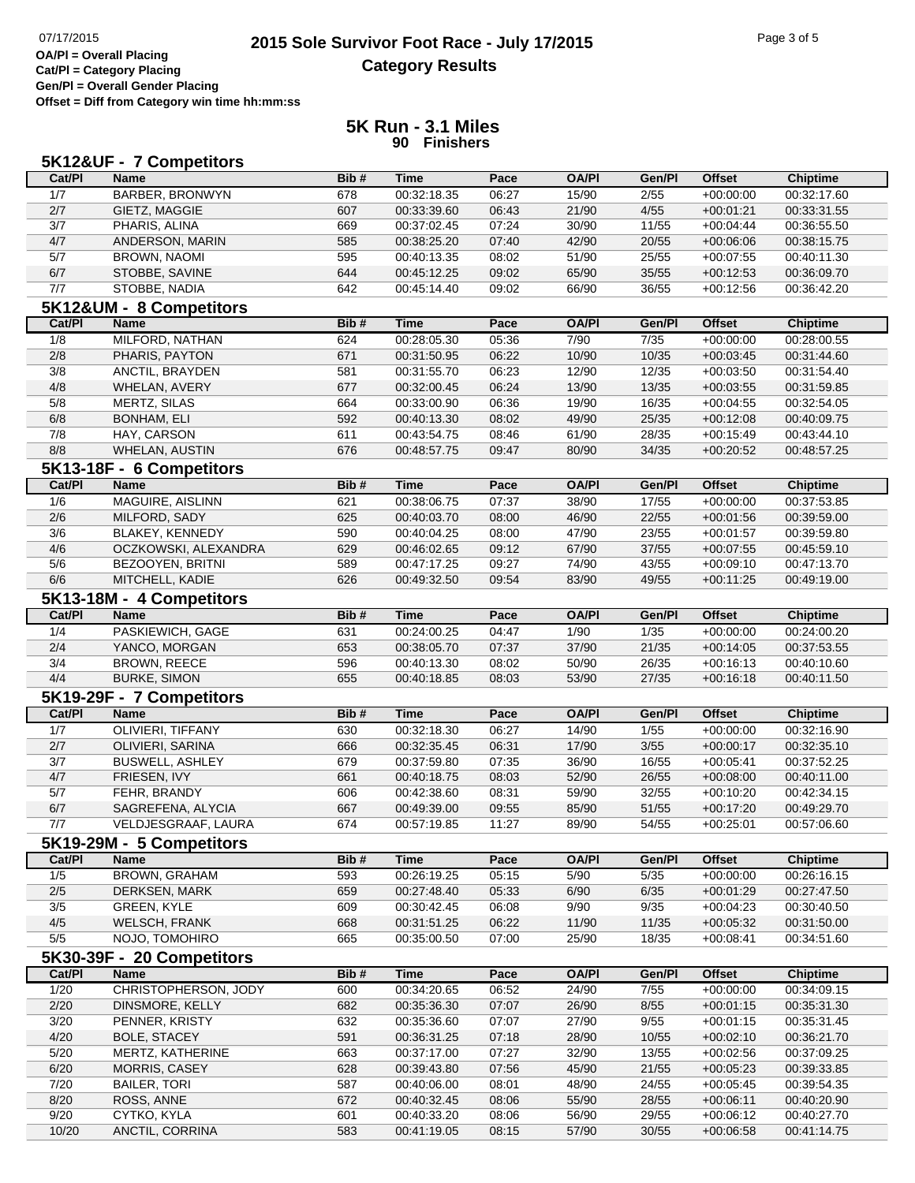# 2015 Sole Survivor Foot Race - July 17/2015

## Category Results

**OA/Pl = Overall Placing**
**Cat/Pl = Category Placing**
**Gen/Pl = Overall Gender Placing**
**Offset = Diff from Category win time hh:mm:ss**

## 5K Run - 3.1 Miles
**90 Finishers**

### 5K12&UF - 7 Competitors

| Cat/Pl | Name | Bib # | Time | Pace | OA/Pl | Gen/Pl | Offset | Chiptime |
|---|---|---|---|---|---|---|---|---|
| 1/7 | BARBER, BRONWYN | 678 | 00:32:18.35 | 06:27 | 15/90 | 2/55 | +00:00:00 | 00:32:17.60 |
| 2/7 | GIETZ, MAGGIE | 607 | 00:33:39.60 | 06:43 | 21/90 | 4/55 | +00:01:21 | 00:33:31.55 |
| 3/7 | PHARIS, ALINA | 669 | 00:37:02.45 | 07:24 | 30/90 | 11/55 | +00:04:44 | 00:36:55.50 |
| 4/7 | ANDERSON, MARIN | 585 | 00:38:25.20 | 07:40 | 42/90 | 20/55 | +00:06:06 | 00:38:15.75 |
| 5/7 | BROWN, NAOMI | 595 | 00:40:13.35 | 08:02 | 51/90 | 25/55 | +00:07:55 | 00:40:11.30 |
| 6/7 | STOBBE, SAVINE | 644 | 00:45:12.25 | 09:02 | 65/90 | 35/55 | +00:12:53 | 00:36:09.70 |
| 7/7 | STOBBE, NADIA | 642 | 00:45:14.40 | 09:02 | 66/90 | 36/55 | +00:12:56 | 00:36:42.20 |

### 5K12&UM - 8 Competitors

| Cat/Pl | Name | Bib # | Time | Pace | OA/Pl | Gen/Pl | Offset | Chiptime |
|---|---|---|---|---|---|---|---|---|
| 1/8 | MILFORD, NATHAN | 624 | 00:28:05.30 | 05:36 | 7/90 | 7/35 | +00:00:00 | 00:28:00.55 |
| 2/8 | PHARIS, PAYTON | 671 | 00:31:50.95 | 06:22 | 10/90 | 10/35 | +00:03:45 | 00:31:44.60 |
| 3/8 | ANCTIL, BRAYDEN | 581 | 00:31:55.70 | 06:23 | 12/90 | 12/35 | +00:03:50 | 00:31:54.40 |
| 4/8 | WHELAN, AVERY | 677 | 00:32:00.45 | 06:24 | 13/90 | 13/35 | +00:03:55 | 00:31:59.85 |
| 5/8 | MERTZ, SILAS | 664 | 00:33:00.90 | 06:36 | 19/90 | 16/35 | +00:04:55 | 00:32:54.05 |
| 6/8 | BONHAM, ELI | 592 | 00:40:13.30 | 08:02 | 49/90 | 25/35 | +00:12:08 | 00:40:09.75 |
| 7/8 | HAY, CARSON | 611 | 00:43:54.75 | 08:46 | 61/90 | 28/35 | +00:15:49 | 00:43:44.10 |
| 8/8 | WHELAN, AUSTIN | 676 | 00:48:57.75 | 09:47 | 80/90 | 34/35 | +00:20:52 | 00:48:57.25 |

### 5K13-18F - 6 Competitors

| Cat/Pl | Name | Bib # | Time | Pace | OA/Pl | Gen/Pl | Offset | Chiptime |
|---|---|---|---|---|---|---|---|---|
| 1/6 | MAGUIRE, AISLINN | 621 | 00:38:06.75 | 07:37 | 38/90 | 17/55 | +00:00:00 | 00:37:53.85 |
| 2/6 | MILFORD, SADY | 625 | 00:40:03.70 | 08:00 | 46/90 | 22/55 | +00:01:56 | 00:39:59.00 |
| 3/6 | BLAKEY, KENNEDY | 590 | 00:40:04.25 | 08:00 | 47/90 | 23/55 | +00:01:57 | 00:39:59.80 |
| 4/6 | OCZKOWSKI, ALEXANDRA | 629 | 00:46:02.65 | 09:12 | 67/90 | 37/55 | +00:07:55 | 00:45:59.10 |
| 5/6 | BEZOOYEN, BRITNI | 589 | 00:47:17.25 | 09:27 | 74/90 | 43/55 | +00:09:10 | 00:47:13.70 |
| 6/6 | MITCHELL, KADIE | 626 | 00:49:32.50 | 09:54 | 83/90 | 49/55 | +00:11:25 | 00:49:19.00 |

### 5K13-18M - 4 Competitors

| Cat/Pl | Name | Bib # | Time | Pace | OA/Pl | Gen/Pl | Offset | Chiptime |
|---|---|---|---|---|---|---|---|---|
| 1/4 | PASKIEWICH, GAGE | 631 | 00:24:00.25 | 04:47 | 1/90 | 1/35 | +00:00:00 | 00:24:00.20 |
| 2/4 | YANCO, MORGAN | 653 | 00:38:05.70 | 07:37 | 37/90 | 21/35 | +00:14:05 | 00:37:53.55 |
| 3/4 | BROWN, REECE | 596 | 00:40:13.30 | 08:02 | 50/90 | 26/35 | +00:16:13 | 00:40:10.60 |
| 4/4 | BURKE, SIMON | 655 | 00:40:18.85 | 08:03 | 53/90 | 27/35 | +00:16:18 | 00:40:11.50 |

### 5K19-29F - 7 Competitors

| Cat/Pl | Name | Bib # | Time | Pace | OA/Pl | Gen/Pl | Offset | Chiptime |
|---|---|---|---|---|---|---|---|---|
| 1/7 | OLIVIERI, TIFFANY | 630 | 00:32:18.30 | 06:27 | 14/90 | 1/55 | +00:00:00 | 00:32:16.90 |
| 2/7 | OLIVIERI, SARINA | 666 | 00:32:35.45 | 06:31 | 17/90 | 3/55 | +00:00:17 | 00:32:35.10 |
| 3/7 | BUSWELL, ASHLEY | 679 | 00:37:59.80 | 07:35 | 36/90 | 16/55 | +00:05:41 | 00:37:52.25 |
| 4/7 | FRIESEN, IVY | 661 | 00:40:18.75 | 08:03 | 52/90 | 26/55 | +00:08:00 | 00:40:11.00 |
| 5/7 | FEHR, BRANDY | 606 | 00:42:38.60 | 08:31 | 59/90 | 32/55 | +00:10:20 | 00:42:34.15 |
| 6/7 | SAGREFENA, ALYCIA | 667 | 00:49:39.00 | 09:55 | 85/90 | 51/55 | +00:17:20 | 00:49:29.70 |
| 7/7 | VELDJESGRAAF, LAURA | 674 | 00:57:19.85 | 11:27 | 89/90 | 54/55 | +00:25:01 | 00:57:06.60 |

### 5K19-29M - 5 Competitors

| Cat/Pl | Name | Bib # | Time | Pace | OA/Pl | Gen/Pl | Offset | Chiptime |
|---|---|---|---|---|---|---|---|---|
| 1/5 | BROWN, GRAHAM | 593 | 00:26:19.25 | 05:15 | 5/90 | 5/35 | +00:00:00 | 00:26:16.15 |
| 2/5 | DERKSEN, MARK | 659 | 00:27:48.40 | 05:33 | 6/90 | 6/35 | +00:01:29 | 00:27:47.50 |
| 3/5 | GREEN, KYLE | 609 | 00:30:42.45 | 06:08 | 9/90 | 9/35 | +00:04:23 | 00:30:40.50 |
| 4/5 | WELSCH, FRANK | 668 | 00:31:51.25 | 06:22 | 11/90 | 11/35 | +00:05:32 | 00:31:50.00 |
| 5/5 | NOJO, TOMOHIRO | 665 | 00:35:00.50 | 07:00 | 25/90 | 18/35 | +00:08:41 | 00:34:51.60 |

### 5K30-39F - 20 Competitors

| Cat/Pl | Name | Bib # | Time | Pace | OA/Pl | Gen/Pl | Offset | Chiptime |
|---|---|---|---|---|---|---|---|---|
| 1/20 | CHRISTOPHERSON, JODY | 600 | 00:34:20.65 | 06:52 | 24/90 | 7/55 | +00:00:00 | 00:34:09.15 |
| 2/20 | DINSMORE, KELLY | 682 | 00:35:36.30 | 07:07 | 26/90 | 8/55 | +00:01:15 | 00:35:31.30 |
| 3/20 | PENNER, KRISTY | 632 | 00:35:36.60 | 07:07 | 27/90 | 9/55 | +00:01:15 | 00:35:31.45 |
| 4/20 | BOLE, STACEY | 591 | 00:36:31.25 | 07:18 | 28/90 | 10/55 | +00:02:10 | 00:36:21.70 |
| 5/20 | MERTZ, KATHERINE | 663 | 00:37:17.00 | 07:27 | 32/90 | 13/55 | +00:02:56 | 00:37:09.25 |
| 6/20 | MORRIS, CASEY | 628 | 00:39:43.80 | 07:56 | 45/90 | 21/55 | +00:05:23 | 00:39:33.85 |
| 7/20 | BAILER, TORI | 587 | 00:40:06.00 | 08:01 | 48/90 | 24/55 | +00:05:45 | 00:39:54.35 |
| 8/20 | ROSS, ANNE | 672 | 00:40:32.45 | 08:06 | 55/90 | 28/55 | +00:06:11 | 00:40:20.90 |
| 9/20 | CYTKO, KYLA | 601 | 00:40:33.20 | 08:06 | 56/90 | 29/55 | +00:06:12 | 00:40:27.70 |
| 10/20 | ANCTIL, CORRINA | 583 | 00:41:19.05 | 08:15 | 57/90 | 30/55 | +00:06:58 | 00:41:14.75 |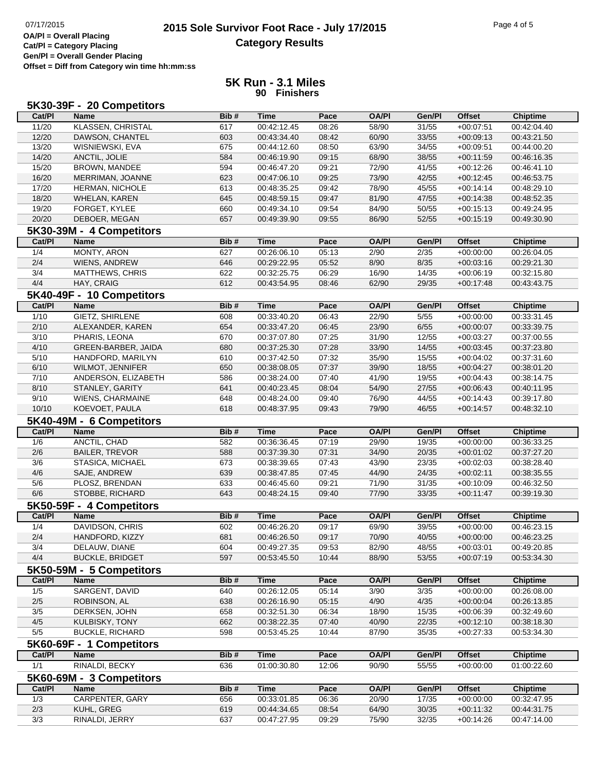# 2015 Sole Survivor Foot Race - July 17/2015

## Category Results

07/17/2015

**OA/Pl = Overall Placing**
**Cat/Pl = Category Placing**
**Gen/Pl = Overall Gender Placing**
**Offset = Diff from Category win time hh:mm:ss**

### 5K Run - 3.1 Miles
**90 Finishers**

#### 5K30-39F - 20 Competitors

| Cat/Pl | Name | Bib # | Time | Pace | OA/Pl | Gen/Pl | Offset | Chiptime |
|---|---|---|---|---|---|---|---|---|
| 11/20 | KLASSEN, CHRISTAL | 617 | 00:42:12.45 | 08:26 | 58/90 | 31/55 | +00:07:51 | 00:42:04.40 |
| 12/20 | DAWSON, CHANTEL | 603 | 00:43:34.40 | 08:42 | 60/90 | 33/55 | +00:09:13 | 00:43:21.50 |
| 13/20 | WISNIEWSKI, EVA | 675 | 00:44:12.60 | 08:50 | 63/90 | 34/55 | +00:09:51 | 00:44:00.20 |
| 14/20 | ANCTIL, JOLIE | 584 | 00:46:19.90 | 09:15 | 68/90 | 38/55 | +00:11:59 | 00:46:16.35 |
| 15/20 | BROWN, MANDEE | 594 | 00:46:47.20 | 09:21 | 72/90 | 41/55 | +00:12:26 | 00:46:41.10 |
| 16/20 | MERRIMAN, JOANNE | 623 | 00:47:06.10 | 09:25 | 73/90 | 42/55 | +00:12:45 | 00:46:53.75 |
| 17/20 | HERMAN, NICHOLE | 613 | 00:48:35.25 | 09:42 | 78/90 | 45/55 | +00:14:14 | 00:48:29.10 |
| 18/20 | WHELAN, KAREN | 645 | 00:48:59.15 | 09:47 | 81/90 | 47/55 | +00:14:38 | 00:48:52.35 |
| 19/20 | FORGET, KYLEE | 660 | 00:49:34.10 | 09:54 | 84/90 | 50/55 | +00:15:13 | 00:49:24.95 |
| 20/20 | DEBOER, MEGAN | 657 | 00:49:39.90 | 09:55 | 86/90 | 52/55 | +00:15:19 | 00:49:30.90 |

#### 5K30-39M - 4 Competitors

| Cat/Pl | Name | Bib # | Time | Pace | OA/Pl | Gen/Pl | Offset | Chiptime |
|---|---|---|---|---|---|---|---|---|
| 1/4 | MONTY, ARON | 627 | 00:26:06.10 | 05:13 | 2/90 | 2/35 | +00:00:00 | 00:26:04.05 |
| 2/4 | WIENS, ANDREW | 646 | 00:29:22.95 | 05:52 | 8/90 | 8/35 | +00:03:16 | 00:29:21.30 |
| 3/4 | MATTHEWS, CHRIS | 622 | 00:32:25.75 | 06:29 | 16/90 | 14/35 | +00:06:19 | 00:32:15.80 |
| 4/4 | HAY, CRAIG | 612 | 00:43:54.95 | 08:46 | 62/90 | 29/35 | +00:17:48 | 00:43:43.75 |

#### 5K40-49F - 10 Competitors

| Cat/Pl | Name | Bib # | Time | Pace | OA/Pl | Gen/Pl | Offset | Chiptime |
|---|---|---|---|---|---|---|---|---|
| 1/10 | GIETZ, SHIRLENE | 608 | 00:33:40.20 | 06:43 | 22/90 | 5/55 | +00:00:00 | 00:33:31.45 |
| 2/10 | ALEXANDER, KAREN | 654 | 00:33:47.20 | 06:45 | 23/90 | 6/55 | +00:00:07 | 00:33:39.75 |
| 3/10 | PHARIS, LEONA | 670 | 00:37:07.80 | 07:25 | 31/90 | 12/55 | +00:03:27 | 00:37:00.55 |
| 4/10 | GREEN-BARBER, JAIDA | 680 | 00:37:25.30 | 07:28 | 33/90 | 14/55 | +00:03:45 | 00:37:23.80 |
| 5/10 | HANDFORD, MARILYN | 610 | 00:37:42.50 | 07:32 | 35/90 | 15/55 | +00:04:02 | 00:37:31.60 |
| 6/10 | WILMOT, JENNIFER | 650 | 00:38:08.05 | 07:37 | 39/90 | 18/55 | +00:04:27 | 00:38:01.20 |
| 7/10 | ANDERSON, ELIZABETH | 586 | 00:38:24.00 | 07:40 | 41/90 | 19/55 | +00:04:43 | 00:38:14.75 |
| 8/10 | STANLEY, GARITY | 641 | 00:40:23.45 | 08:04 | 54/90 | 27/55 | +00:06:43 | 00:40:11.95 |
| 9/10 | WIENS, CHARMAINE | 648 | 00:48:24.00 | 09:40 | 76/90 | 44/55 | +00:14:43 | 00:39:17.80 |
| 10/10 | KOEVOET, PAULA | 618 | 00:48:37.95 | 09:43 | 79/90 | 46/55 | +00:14:57 | 00:48:32.10 |

#### 5K40-49M - 6 Competitors

| Cat/Pl | Name | Bib # | Time | Pace | OA/Pl | Gen/Pl | Offset | Chiptime |
|---|---|---|---|---|---|---|---|---|
| 1/6 | ANCTIL, CHAD | 582 | 00:36:36.45 | 07:19 | 29/90 | 19/35 | +00:00:00 | 00:36:33.25 |
| 2/6 | BAILER, TREVOR | 588 | 00:37:39.30 | 07:31 | 34/90 | 20/35 | +00:01:02 | 00:37:27.20 |
| 3/6 | STASICA, MICHAEL | 673 | 00:38:39.65 | 07:43 | 43/90 | 23/35 | +00:02:03 | 00:38:28.40 |
| 4/6 | SAJE, ANDREW | 639 | 00:38:47.85 | 07:45 | 44/90 | 24/35 | +00:02:11 | 00:38:35.55 |
| 5/6 | PLOSZ, BRENDAN | 633 | 00:46:45.60 | 09:21 | 71/90 | 31/35 | +00:10:09 | 00:46:32.50 |
| 6/6 | STOBBE, RICHARD | 643 | 00:48:24.15 | 09:40 | 77/90 | 33/35 | +00:11:47 | 00:39:19.30 |

#### 5K50-59F - 4 Competitors

| Cat/Pl | Name | Bib # | Time | Pace | OA/Pl | Gen/Pl | Offset | Chiptime |
|---|---|---|---|---|---|---|---|---|
| 1/4 | DAVIDSON, CHRIS | 602 | 00:46:26.20 | 09:17 | 69/90 | 39/55 | +00:00:00 | 00:46:23.15 |
| 2/4 | HANDFORD, KIZZY | 681 | 00:46:26.50 | 09:17 | 70/90 | 40/55 | +00:00:00 | 00:46:23.25 |
| 3/4 | DELAUW, DIANE | 604 | 00:49:27.35 | 09:53 | 82/90 | 48/55 | +00:03:01 | 00:49:20.85 |
| 4/4 | BUCKLE, BRIDGET | 597 | 00:53:45.50 | 10:44 | 88/90 | 53/55 | +00:07:19 | 00:53:34.30 |

#### 5K50-59M - 5 Competitors

| Cat/Pl | Name | Bib # | Time | Pace | OA/Pl | Gen/Pl | Offset | Chiptime |
|---|---|---|---|---|---|---|---|---|
| 1/5 | SARGENT, DAVID | 640 | 00:26:12.05 | 05:14 | 3/90 | 3/35 | +00:00:00 | 00:26:08.00 |
| 2/5 | ROBINSON, AL | 638 | 00:26:16.90 | 05:15 | 4/90 | 4/35 | +00:00:04 | 00:26:13.85 |
| 3/5 | DERKSEN, JOHN | 658 | 00:32:51.30 | 06:34 | 18/90 | 15/35 | +00:06:39 | 00:32:49.60 |
| 4/5 | KULBISKY, TONY | 662 | 00:38:22.35 | 07:40 | 40/90 | 22/35 | +00:12:10 | 00:38:18.30 |
| 5/5 | BUCKLE, RICHARD | 598 | 00:53:45.25 | 10:44 | 87/90 | 35/35 | +00:27:33 | 00:53:34.30 |

#### 5K60-69F - 1 Competitors

| Cat/Pl | Name | Bib # | Time | Pace | OA/Pl | Gen/Pl | Offset | Chiptime |
|---|---|---|---|---|---|---|---|---|
| 1/1 | RINALDI, BECKY | 636 | 01:00:30.80 | 12:06 | 90/90 | 55/55 | +00:00:00 | 01:00:22.60 |

#### 5K60-69M - 3 Competitors

| Cat/Pl | Name | Bib # | Time | Pace | OA/Pl | Gen/Pl | Offset | Chiptime |
|---|---|---|---|---|---|---|---|---|
| 1/3 | CARPENTER, GARY | 656 | 00:33:01.85 | 06:36 | 20/90 | 17/35 | +00:00:00 | 00:32:47.95 |
| 2/3 | KUHL, GREG | 619 | 00:44:34.65 | 08:54 | 64/90 | 30/35 | +00:11:32 | 00:44:31.75 |
| 3/3 | RINALDI, JERRY | 637 | 00:47:27.95 | 09:29 | 75/90 | 32/35 | +00:14:26 | 00:47:14.00 |